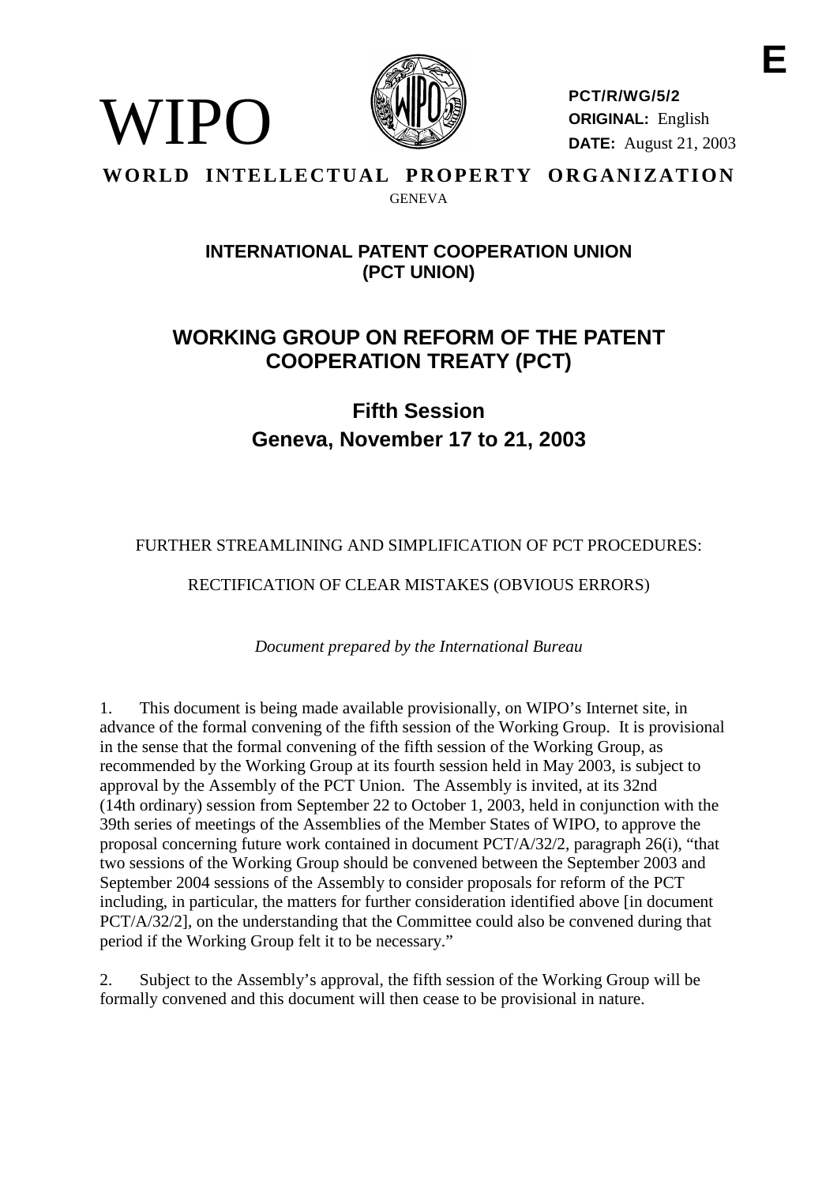**E**

WIPO

**PCT/R/WG/5/2**
**ORIGINAL:** English
**DATE:** August 21, 2003

**WORLD INTELLECTUAL PROPERTY ORGANIZATION**
GENEVA

# INTERNATIONAL PATENT COOPERATION UNION (PCT UNION)

# WORKING GROUP ON REFORM OF THE PATENT COOPERATION TREATY (PCT)

## Fifth Session
## Geneva, November 17 to 21, 2003

FURTHER STREAMLINING AND SIMPLIFICATION OF PCT PROCEDURES:

RECTIFICATION OF CLEAR MISTAKES (OBVIOUS ERRORS)

*Document prepared by the International Bureau*

1. This document is being made available provisionally, on WIPO's Internet site, in advance of the formal convening of the fifth session of the Working Group. It is provisional in the sense that the formal convening of the fifth session of the Working Group, as recommended by the Working Group at its fourth session held in May 2003, is subject to approval by the Assembly of the PCT Union. The Assembly is invited, at its 32nd (14th ordinary) session from September 22 to October 1, 2003, held in conjunction with the 39th series of meetings of the Assemblies of the Member States of WIPO, to approve the proposal concerning future work contained in document PCT/A/32/2, paragraph 26(i), "that two sessions of the Working Group should be convened between the September 2003 and September 2004 sessions of the Assembly to consider proposals for reform of the PCT including, in particular, the matters for further consideration identified above [in document PCT/A/32/2], on the understanding that the Committee could also be convened during that period if the Working Group felt it to be necessary."

2. Subject to the Assembly's approval, the fifth session of the Working Group will be formally convened and this document will then cease to be provisional in nature.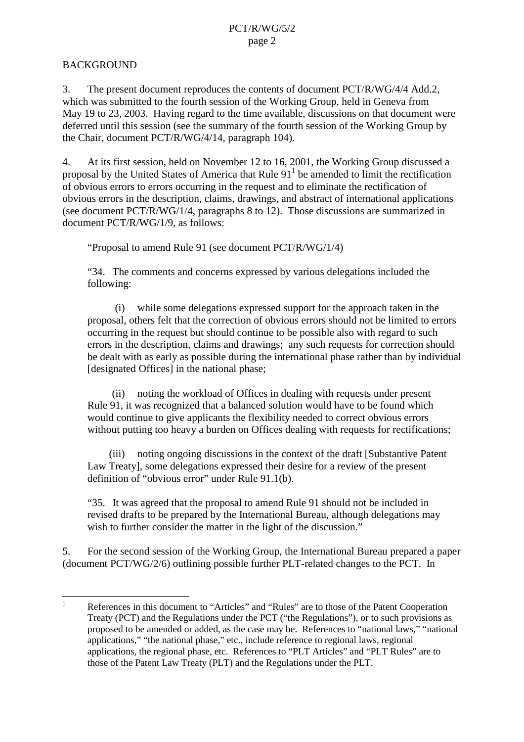## BACKGROUND

3. The present document reproduces the contents of document PCT/R/WG/4/4 Add.2, which was submitted to the fourth session of the Working Group, held in Geneva from May 19 to 23, 2003. Having regard to the time available, discussions on that document were deferred until this session (see the summary of the fourth session of the Working Group by the Chair, document PCT/R/WG/4/14, paragraph 104).

4. At its first session, held on November 12 to 16, 2001, the Working Group discussed a proposal by the United States of America that Rule 91[1] be amended to limit the rectification of obvious errors to errors occurring in the request and to eliminate the rectification of obvious errors in the description, claims, drawings, and abstract of international applications (see document PCT/R/WG/1/4, paragraphs 8 to 12). Those discussions are summarized in document PCT/R/WG/1/9, as follows:

> "Proposal to amend Rule 91 (see document PCT/R/WG/1/4)
>
> "34. The comments and concerns expressed by various delegations included the following:
>
> (i) while some delegations expressed support for the approach taken in the proposal, others felt that the correction of obvious errors should not be limited to errors occurring in the request but should continue to be possible also with regard to such errors in the description, claims and drawings; any such requests for correction should be dealt with as early as possible during the international phase rather than by individual [designated Offices] in the national phase;
>
> (ii) noting the workload of Offices in dealing with requests under present Rule 91, it was recognized that a balanced solution would have to be found which would continue to give applicants the flexibility needed to correct obvious errors without putting too heavy a burden on Offices dealing with requests for rectifications;
>
> (iii) noting ongoing discussions in the context of the draft [Substantive Patent Law Treaty], some delegations expressed their desire for a review of the present definition of "obvious error" under Rule 91.1(b).
>
> "35. It was agreed that the proposal to amend Rule 91 should not be included in revised drafts to be prepared by the International Bureau, although delegations may wish to further consider the matter in the light of the discussion."

5. For the second session of the Working Group, the International Bureau prepared a paper (document PCT/WG/2/6) outlining possible further PLT-related changes to the PCT. In

---

[1] References in this document to "Articles" and "Rules" are to those of the Patent Cooperation Treaty (PCT) and the Regulations under the PCT ("the Regulations"), or to such provisions as proposed to be amended or added, as the case may be. References to "national laws," "national applications," "the national phase," etc., include reference to regional laws, regional applications, the regional phase, etc. References to "PLT Articles" and "PLT Rules" are to those of the Patent Law Treaty (PLT) and the Regulations under the PLT.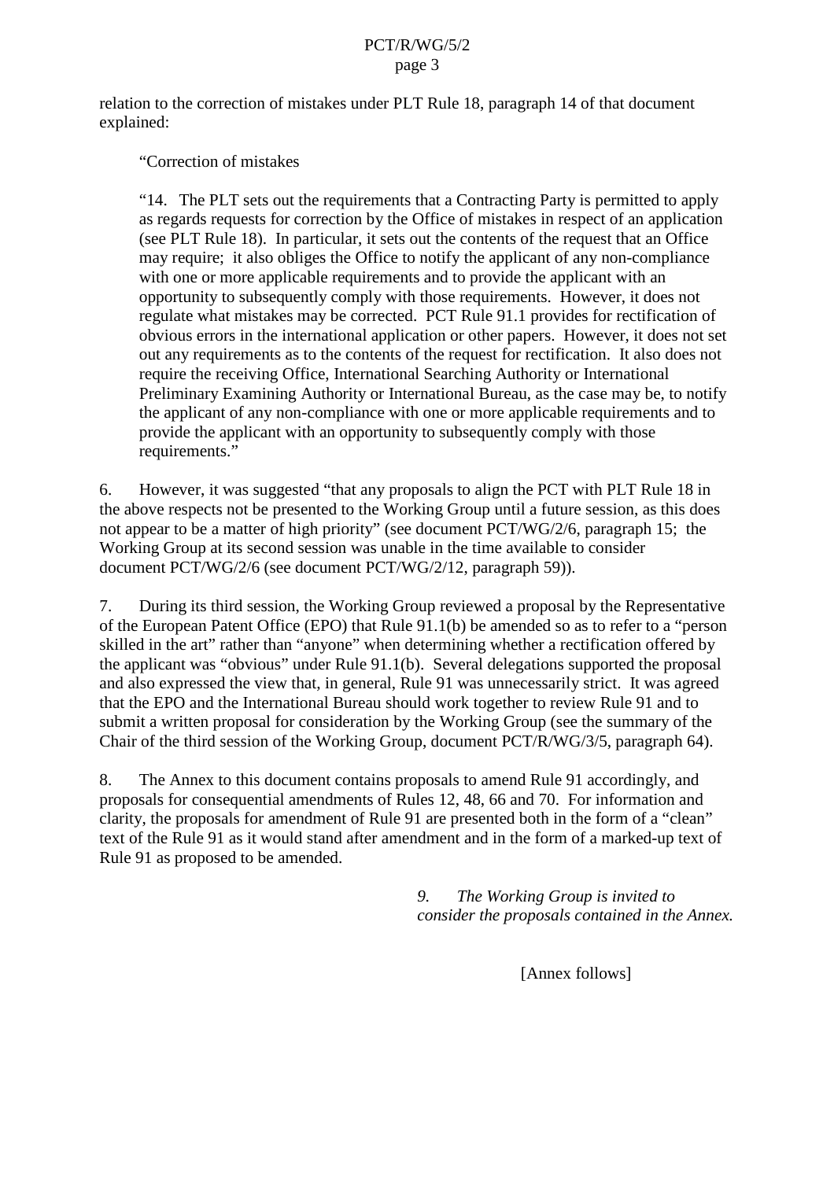relation to the correction of mistakes under PLT Rule 18, paragraph 14 of that document explained:

> "Correction of mistakes
>
> "14. The PLT sets out the requirements that a Contracting Party is permitted to apply as regards requests for correction by the Office of mistakes in respect of an application (see PLT Rule 18). In particular, it sets out the contents of the request that an Office may require; it also obliges the Office to notify the applicant of any non-compliance with one or more applicable requirements and to provide the applicant with an opportunity to subsequently comply with those requirements. However, it does not regulate what mistakes may be corrected. PCT Rule 91.1 provides for rectification of obvious errors in the international application or other papers. However, it does not set out any requirements as to the contents of the request for rectification. It also does not require the receiving Office, International Searching Authority or International Preliminary Examining Authority or International Bureau, as the case may be, to notify the applicant of any non-compliance with one or more applicable requirements and to provide the applicant with an opportunity to subsequently comply with those requirements."

6. However, it was suggested "that any proposals to align the PCT with PLT Rule 18 in the above respects not be presented to the Working Group until a future session, as this does not appear to be a matter of high priority" (see document PCT/WG/2/6, paragraph 15; the Working Group at its second session was unable in the time available to consider document PCT/WG/2/6 (see document PCT/WG/2/12, paragraph 59)).

7. During its third session, the Working Group reviewed a proposal by the Representative of the European Patent Office (EPO) that Rule 91.1(b) be amended so as to refer to a "person skilled in the art" rather than "anyone" when determining whether a rectification offered by the applicant was "obvious" under Rule 91.1(b). Several delegations supported the proposal and also expressed the view that, in general, Rule 91 was unnecessarily strict. It was agreed that the EPO and the International Bureau should work together to review Rule 91 and to submit a written proposal for consideration by the Working Group (see the summary of the Chair of the third session of the Working Group, document PCT/R/WG/3/5, paragraph 64).

8. The Annex to this document contains proposals to amend Rule 91 accordingly, and proposals for consequential amendments of Rules 12, 48, 66 and 70. For information and clarity, the proposals for amendment of Rule 91 are presented both in the form of a "clean" text of the Rule 91 as it would stand after amendment and in the form of a marked-up text of Rule 91 as proposed to be amended.

*9. The Working Group is invited to consider the proposals contained in the Annex.*

[Annex follows]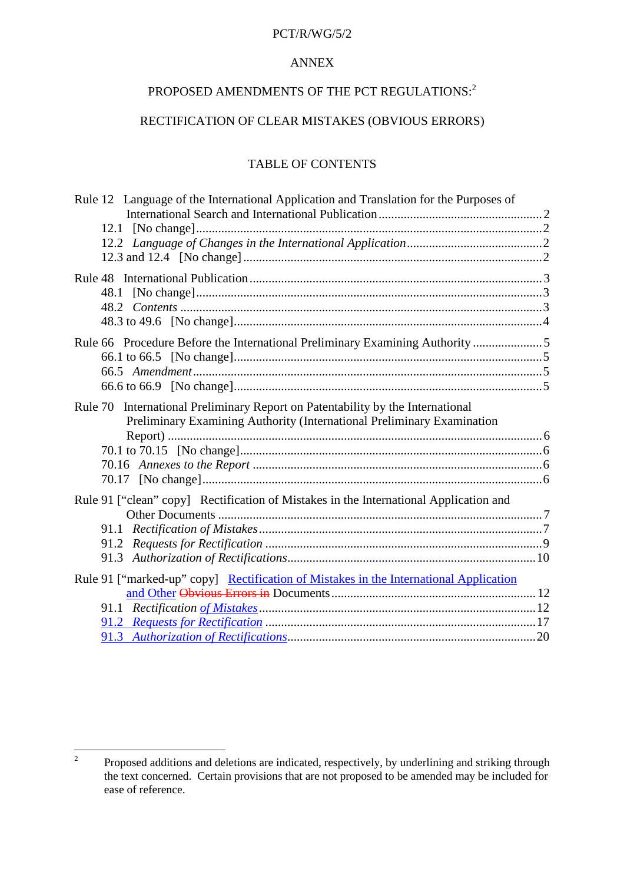ANNEX

PROPOSED AMENDMENTS OF THE PCT REGULATIONS:[2]

RECTIFICATION OF CLEAR MISTAKES (OBVIOUS ERRORS)

TABLE OF CONTENTS

Rule 12 Language of the International Application and Translation for the Purposes of International Search and International Publication .......... 2
- 12.1 [No change] .......... 2
- 12.2 *Language of Changes in the International Application* .......... 2
- 12.3 and 12.4 [No change] .......... 2

Rule 48 International Publication .......... 3
- 48.1 [No change] .......... 3
- 48.2 *Contents* .......... 3
- 48.3 to 49.6 [No change] .......... 4

Rule 66 Procedure Before the International Preliminary Examining Authority .......... 5
- 66.1 to 66.5 [No change] .......... 5
- 66.5 *Amendment* .......... 5
- 66.6 to 66.9 [No change] .......... 5

Rule 70 International Preliminary Report on Patentability by the International Preliminary Examining Authority (International Preliminary Examination Report) .......... 6
- 70.1 to 70.15 [No change] .......... 6
- 70.16 *Annexes to the Report* .......... 6
- 70.17 [No change] .......... 6

Rule 91 ["clean" copy] Rectification of Mistakes in the International Application and Other Documents .......... 7
- 91.1 *Rectification of Mistakes* .......... 7
- 91.2 *Requests for Rectification* .......... 9
- 91.3 *Authorization of Rectifications* .......... 10

Rule 91 ["marked-up" copy] <u>Rectification of Mistakes in the International Application and Other</u> ~~Obvious Errors in~~ Documents .......... 12
- 91.1 *Rectification <u>of Mistakes</u>* .......... 12
- <u>91.2 *Requests for Rectification*</u> .......... 17
- <u>91.3 *Authorization of Rectifications*</u> .......... 20

---

[2] Proposed additions and deletions are indicated, respectively, by underlining and striking through the text concerned. Certain provisions that are not proposed to be amended may be included for ease of reference.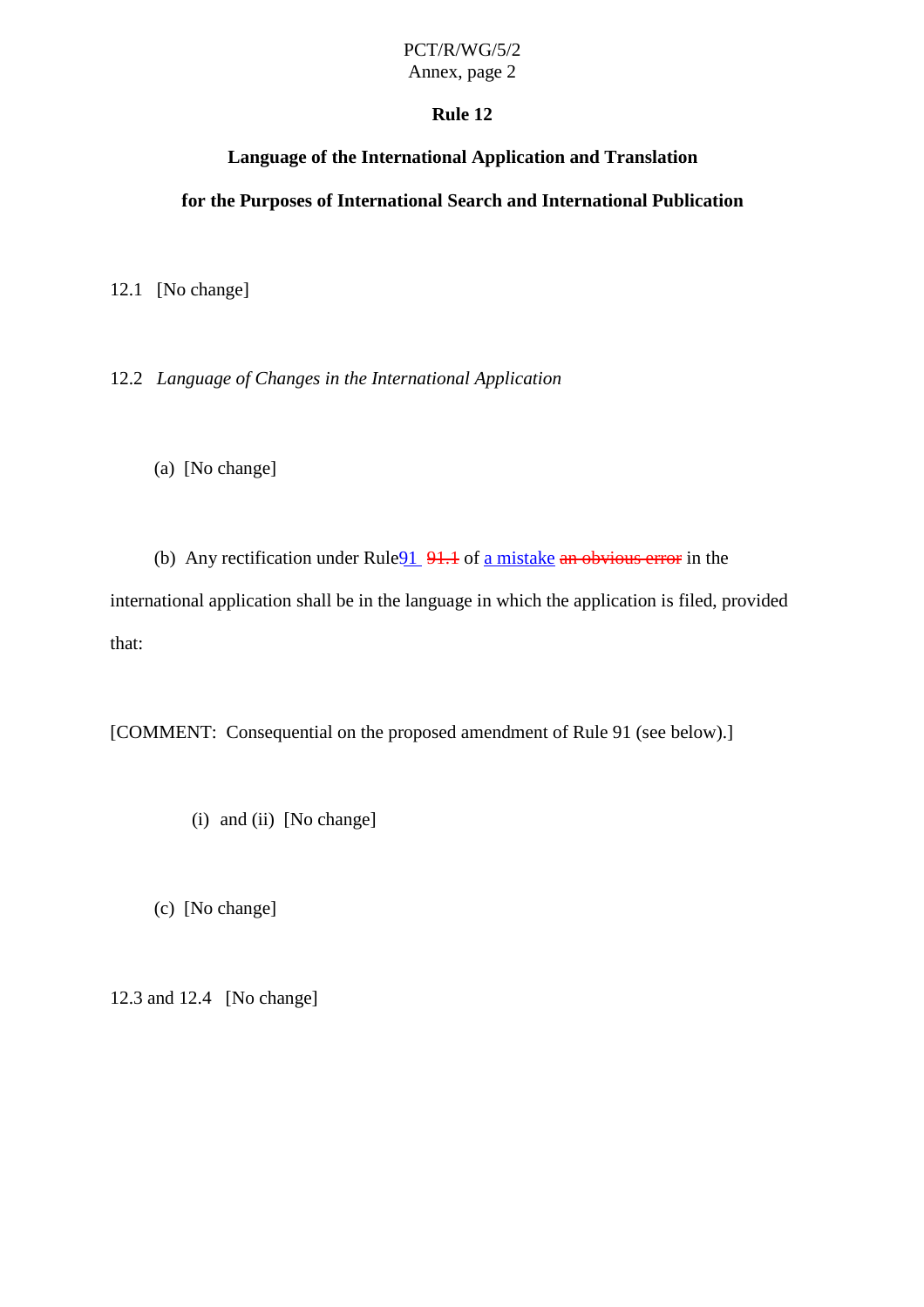## Rule 12

### Language of the International Application and Translation for the Purposes of International Search and International Publication

12.1 [No change]

12.2 *Language of Changes in the International Application*

(a) [No change]

(b) Any rectification under Rule91 ~~91.1~~ of a mistake ~~an obvious error~~ in the international application shall be in the language in which the application is filed, provided that:

[COMMENT: Consequential on the proposed amendment of Rule 91 (see below).]

(i) and (ii) [No change]

(c) [No change]

12.3 and 12.4 [No change]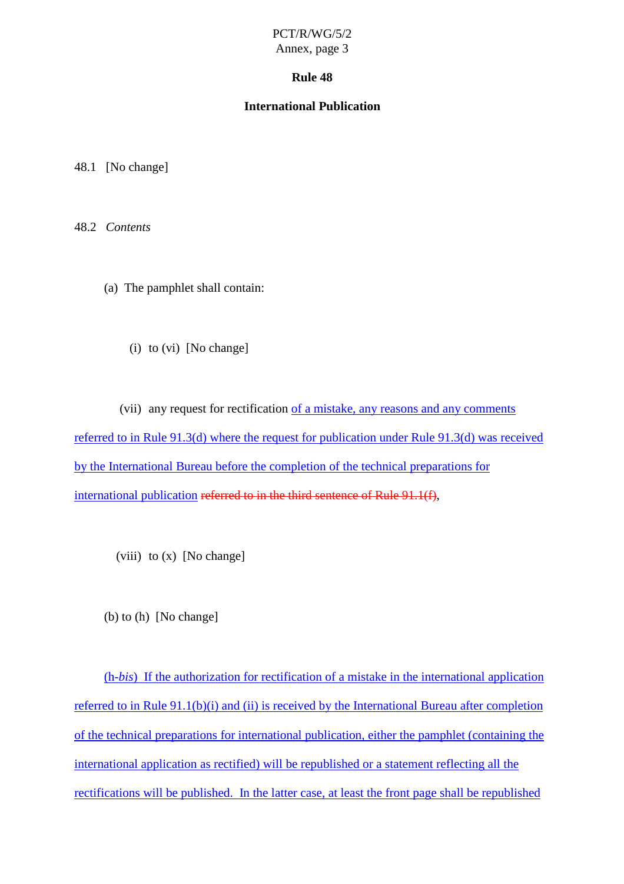# Rule 48

## International Publication

48.1 [No change]

48.2 *Contents*

(a) The pamphlet shall contain:

(i) to (vi) [No change]

(vii) any request for rectification of a mistake, any reasons and any comments referred to in Rule 91.3(d) where the request for publication under Rule 91.3(d) was received by the International Bureau before the completion of the technical preparations for international publication ~~referred to in the third sentence of Rule 91.1(f)~~,

(viii) to (x) [No change]

(b) to (h) [No change]

(h-*bis*) If the authorization for rectification of a mistake in the international application referred to in Rule 91.1(b)(i) and (ii) is received by the International Bureau after completion of the technical preparations for international publication, either the pamphlet (containing the international application as rectified) will be republished or a statement reflecting all the rectifications will be published. In the latter case, at least the front page shall be republished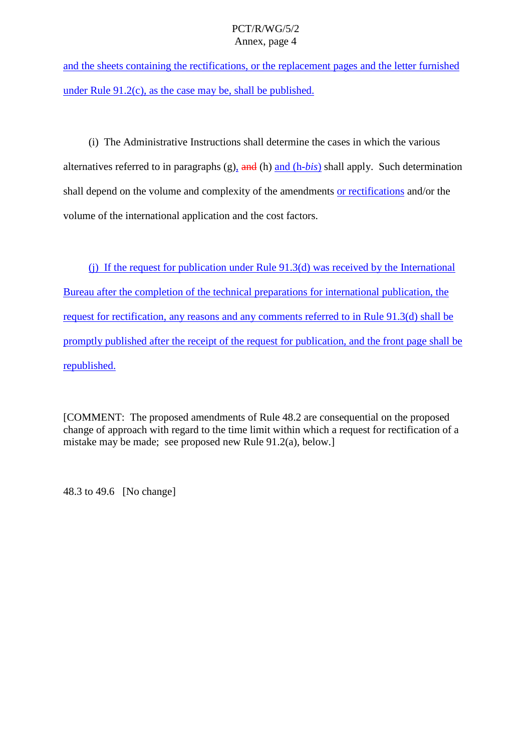and the sheets containing the rectifications, or the replacement pages and the letter furnished under Rule 91.2(c), as the case may be, shall be published.

(i) The Administrative Instructions shall determine the cases in which the various alternatives referred to in paragraphs (g), ~~and~~ (h) and (h-*bis*) shall apply. Such determination shall depend on the volume and complexity of the amendments or rectifications and/or the volume of the international application and the cost factors.

(j) If the request for publication under Rule 91.3(d) was received by the International Bureau after the completion of the technical preparations for international publication, the request for rectification, any reasons and any comments referred to in Rule 91.3(d) shall be promptly published after the receipt of the request for publication, and the front page shall be republished.

[COMMENT: The proposed amendments of Rule 48.2 are consequential on the proposed change of approach with regard to the time limit within which a request for rectification of a mistake may be made; see proposed new Rule 91.2(a), below.]

48.3 to 49.6 [No change]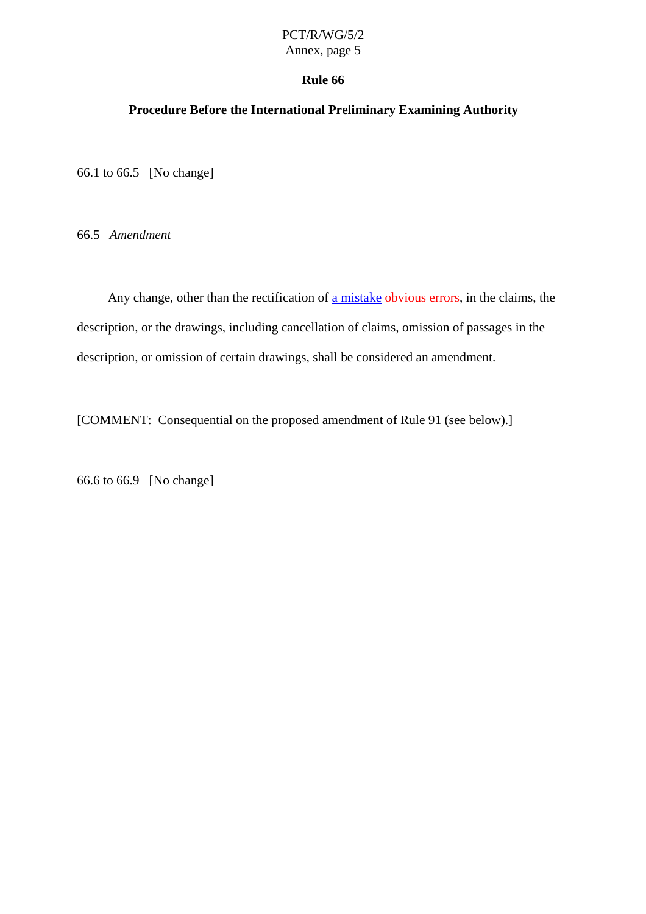## Rule 66

### Procedure Before the International Preliminary Examining Authority

66.1 to 66.5   [No change]

66.5   *Amendment*

Any change, other than the rectification of <u>a mistake</u> ~~obvious errors~~, in the claims, the description, or the drawings, including cancellation of claims, omission of passages in the description, or omission of certain drawings, shall be considered an amendment.

[COMMENT:  Consequential on the proposed amendment of Rule 91 (see below).]

66.6 to 66.9   [No change]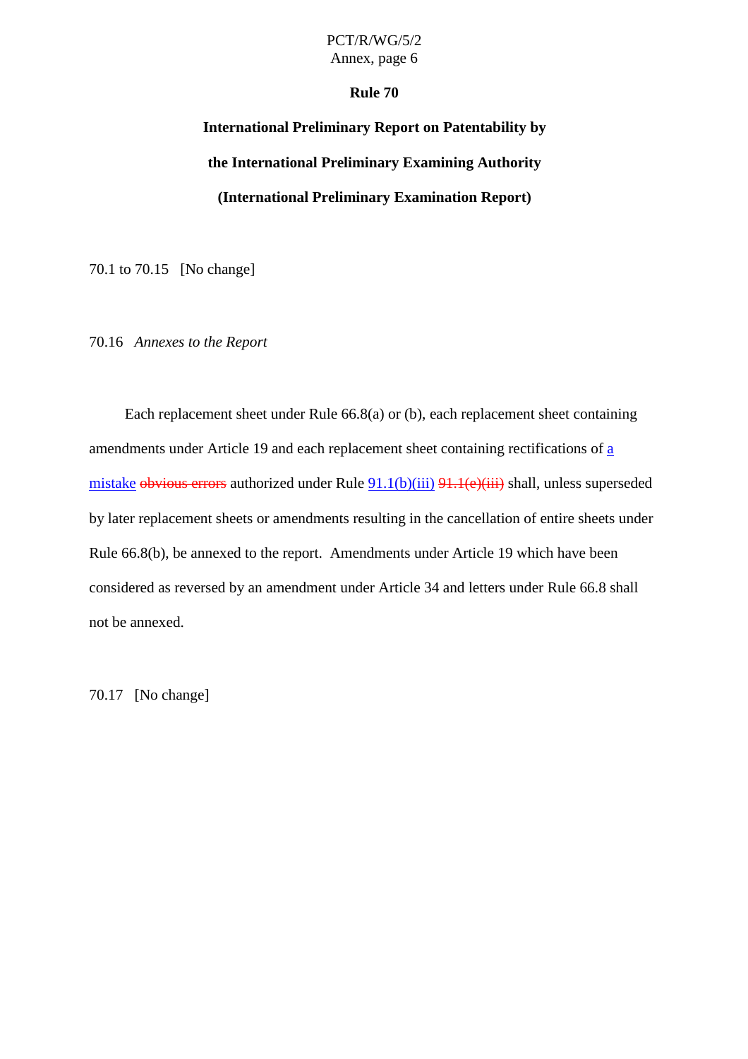# Rule 70

## International Preliminary Report on Patentability by the International Preliminary Examining Authority (International Preliminary Examination Report)

70.1 to 70.15 [No change]

70.16 *Annexes to the Report*

Each replacement sheet under Rule 66.8(a) or (b), each replacement sheet containing amendments under Article 19 and each replacement sheet containing rectifications of a mistake ~~obvious errors~~ authorized under Rule 91.1(b)(iii) ~~91.1(e)(iii)~~ shall, unless superseded by later replacement sheets or amendments resulting in the cancellation of entire sheets under Rule 66.8(b), be annexed to the report. Amendments under Article 19 which have been considered as reversed by an amendment under Article 34 and letters under Rule 66.8 shall not be annexed.

70.17 [No change]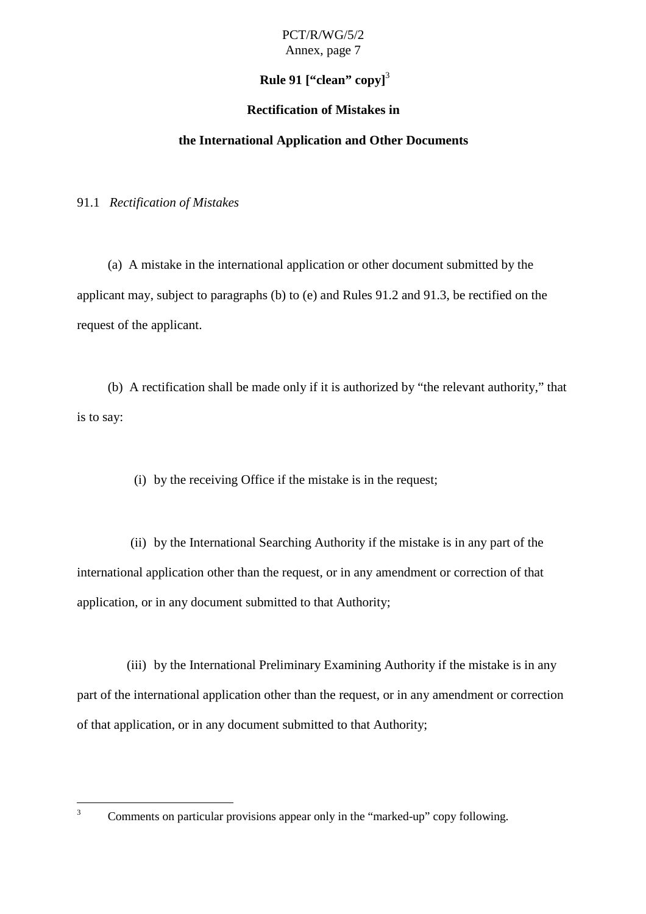## Rule 91 [“clean” copy][3]

## Rectification of Mistakes in the International Application and Other Documents

91.1 *Rectification of Mistakes*

(a) A mistake in the international application or other document submitted by the applicant may, subject to paragraphs (b) to (e) and Rules 91.2 and 91.3, be rectified on the request of the applicant.

(b) A rectification shall be made only if it is authorized by “the relevant authority,” that is to say:

(i) by the receiving Office if the mistake is in the request;

(ii) by the International Searching Authority if the mistake is in any part of the international application other than the request, or in any amendment or correction of that application, or in any document submitted to that Authority;

(iii) by the International Preliminary Examining Authority if the mistake is in any part of the international application other than the request, or in any amendment or correction of that application, or in any document submitted to that Authority;

[3] Comments on particular provisions appear only in the “marked-up” copy following.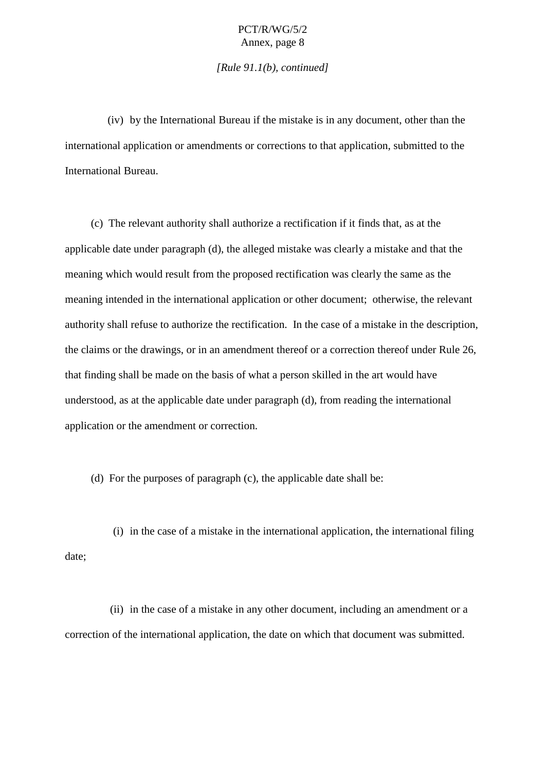*[Rule 91.1(b), continued]*

(iv) by the International Bureau if the mistake is in any document, other than the international application or amendments or corrections to that application, submitted to the International Bureau.

(c) The relevant authority shall authorize a rectification if it finds that, as at the applicable date under paragraph (d), the alleged mistake was clearly a mistake and that the meaning which would result from the proposed rectification was clearly the same as the meaning intended in the international application or other document; otherwise, the relevant authority shall refuse to authorize the rectification. In the case of a mistake in the description, the claims or the drawings, or in an amendment thereof or a correction thereof under Rule 26, that finding shall be made on the basis of what a person skilled in the art would have understood, as at the applicable date under paragraph (d), from reading the international application or the amendment or correction.

(d) For the purposes of paragraph (c), the applicable date shall be:

(i) in the case of a mistake in the international application, the international filing date;

(ii) in the case of a mistake in any other document, including an amendment or a correction of the international application, the date on which that document was submitted.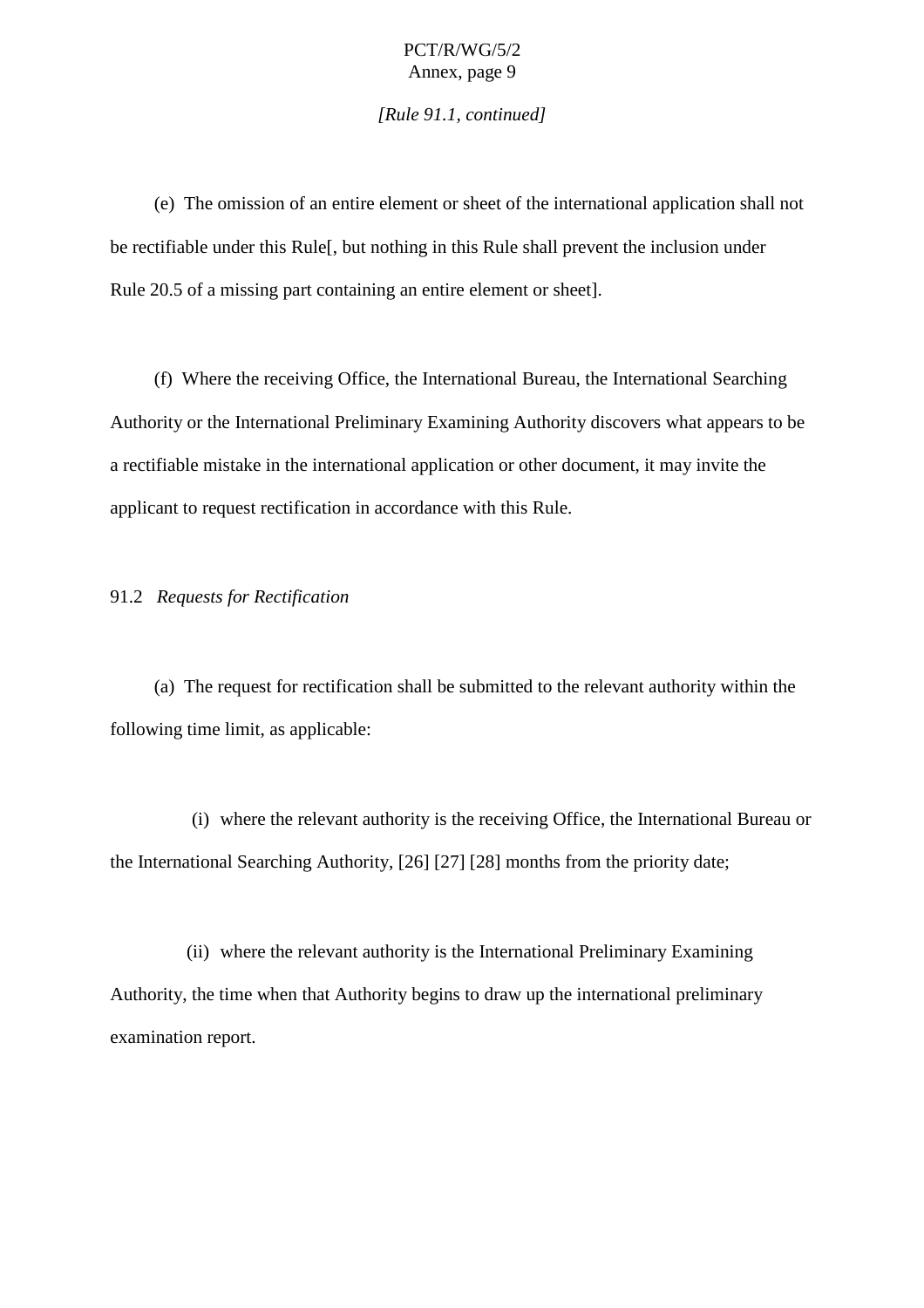*[Rule 91.1, continued]*

(e) The omission of an entire element or sheet of the international application shall not be rectifiable under this Rule[, but nothing in this Rule shall prevent the inclusion under Rule 20.5 of a missing part containing an entire element or sheet].

(f) Where the receiving Office, the International Bureau, the International Searching Authority or the International Preliminary Examining Authority discovers what appears to be a rectifiable mistake in the international application or other document, it may invite the applicant to request rectification in accordance with this Rule.

91.2 *Requests for Rectification*

(a) The request for rectification shall be submitted to the relevant authority within the following time limit, as applicable:

(i) where the relevant authority is the receiving Office, the International Bureau or the International Searching Authority, [26] [27] [28] months from the priority date;

(ii) where the relevant authority is the International Preliminary Examining Authority, the time when that Authority begins to draw up the international preliminary examination report.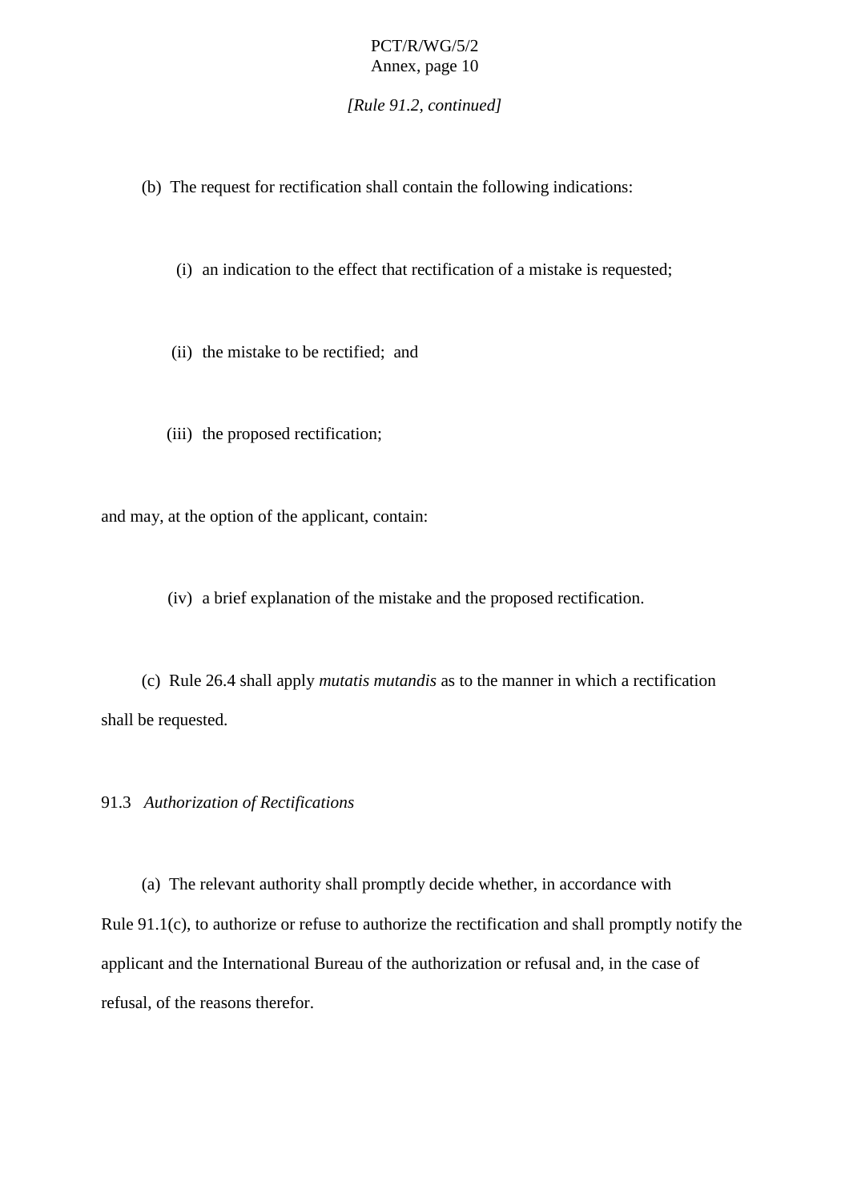*[Rule 91.2, continued]*

(b) The request for rectification shall contain the following indications:

(i) an indication to the effect that rectification of a mistake is requested;

(ii) the mistake to be rectified; and

(iii) the proposed rectification;

and may, at the option of the applicant, contain:

(iv) a brief explanation of the mistake and the proposed rectification.

(c) Rule 26.4 shall apply *mutatis mutandis* as to the manner in which a rectification shall be requested.

91.3 *Authorization of Rectifications*

(a) The relevant authority shall promptly decide whether, in accordance with Rule 91.1(c), to authorize or refuse to authorize the rectification and shall promptly notify the applicant and the International Bureau of the authorization or refusal and, in the case of refusal, of the reasons therefor.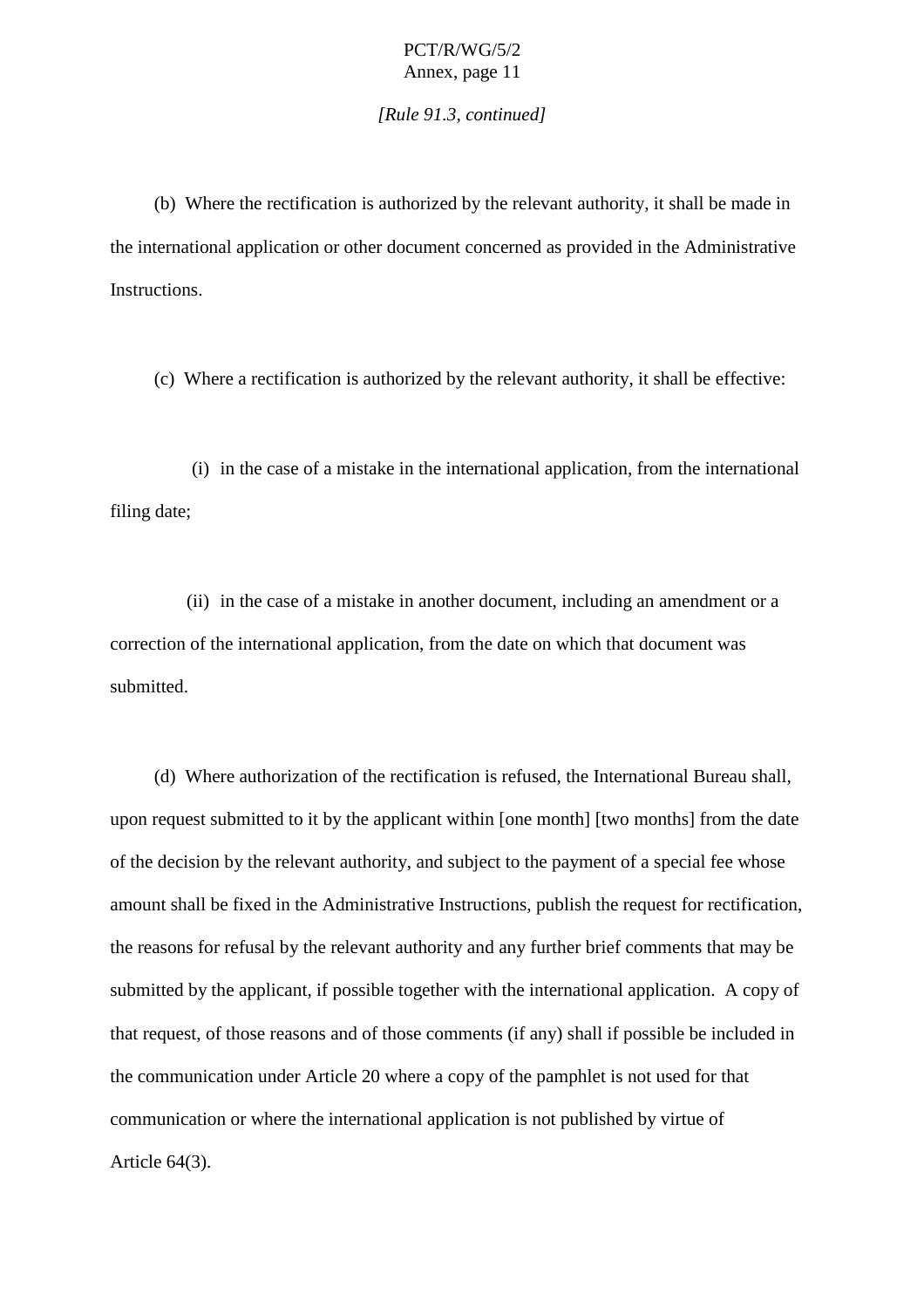*[Rule 91.3, continued]*

(b) Where the rectification is authorized by the relevant authority, it shall be made in the international application or other document concerned as provided in the Administrative Instructions.

(c) Where a rectification is authorized by the relevant authority, it shall be effective:

(i) in the case of a mistake in the international application, from the international filing date;

(ii) in the case of a mistake in another document, including an amendment or a correction of the international application, from the date on which that document was submitted.

(d) Where authorization of the rectification is refused, the International Bureau shall, upon request submitted to it by the applicant within [one month] [two months] from the date of the decision by the relevant authority, and subject to the payment of a special fee whose amount shall be fixed in the Administrative Instructions, publish the request for rectification, the reasons for refusal by the relevant authority and any further brief comments that may be submitted by the applicant, if possible together with the international application. A copy of that request, of those reasons and of those comments (if any) shall if possible be included in the communication under Article 20 where a copy of the pamphlet is not used for that communication or where the international application is not published by virtue of Article 64(3).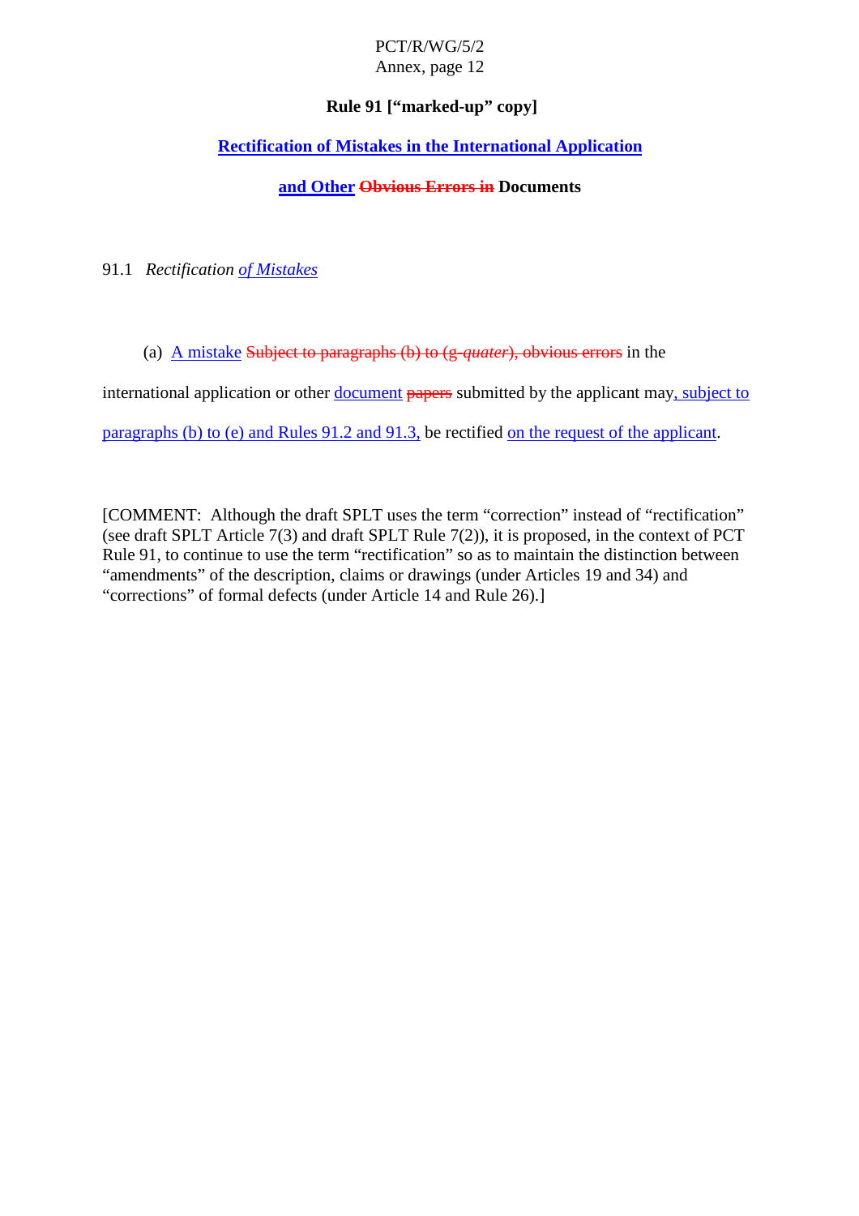**Rule 91 [“marked-up” copy]**

**Rectification of Mistakes in the International Application**

**and Other ~~Obvious Errors in~~ Documents**

91.1 *Rectification of Mistakes*

(a) A mistake ~~Subject to paragraphs (b) to (g-*quater*), obvious errors~~ in the international application or other document ~~papers~~ submitted by the applicant may, subject to paragraphs (b) to (e) and Rules 91.2 and 91.3, be rectified on the request of the applicant.

[COMMENT: Although the draft SPLT uses the term “correction” instead of “rectification” (see draft SPLT Article 7(3) and draft SPLT Rule 7(2)), it is proposed, in the context of PCT Rule 91, to continue to use the term “rectification” so as to maintain the distinction between “amendments” of the description, claims or drawings (under Articles 19 and 34) and “corrections” of formal defects (under Article 14 and Rule 26).]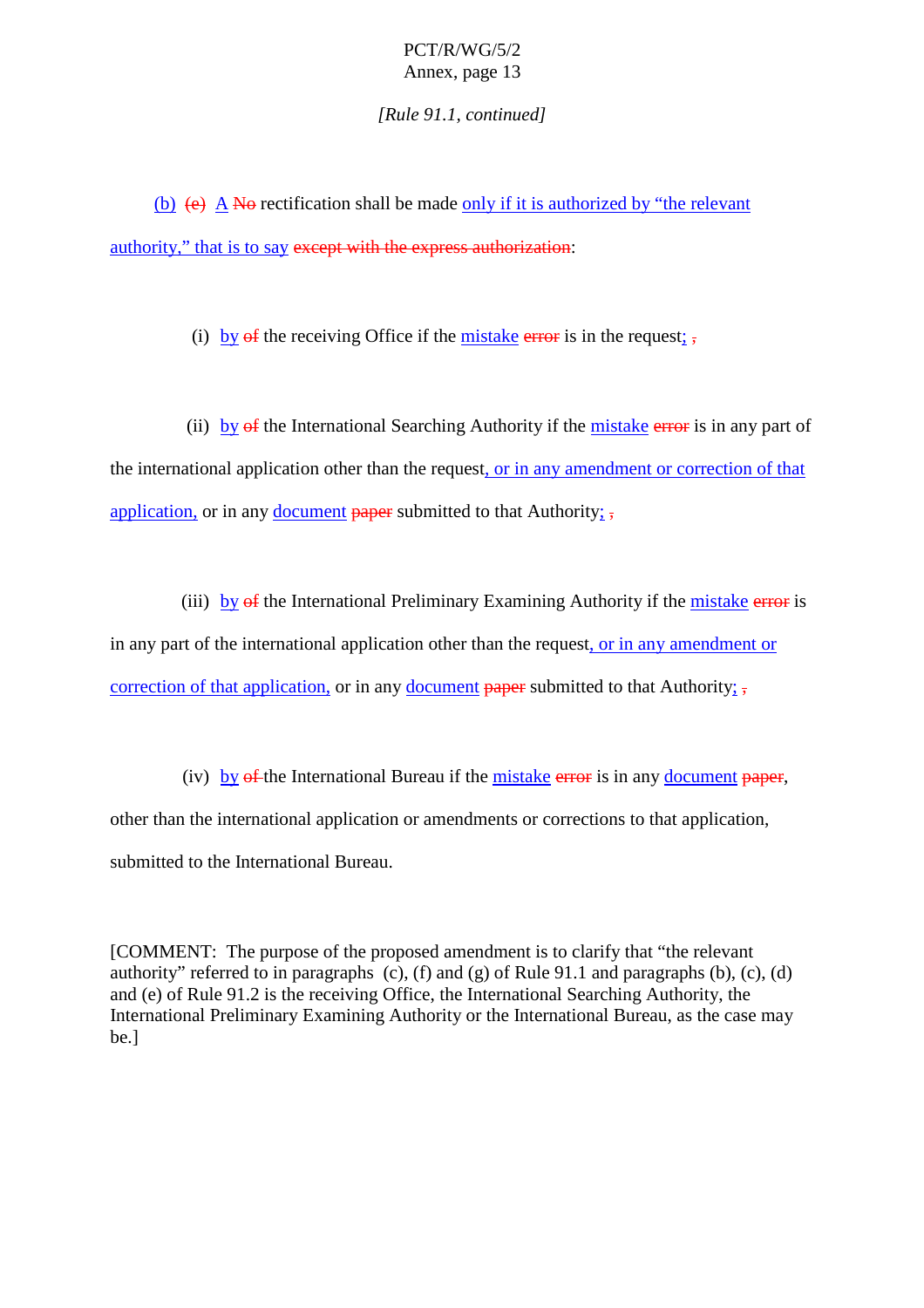*[Rule 91.1, continued]*

(b) ~~(c)~~ A ~~No~~ rectification shall be made only if it is authorized by "the relevant authority," that is to say ~~except with the express authorization~~:

(i) by ~~of~~ the receiving Office if the mistake ~~error~~ is in the request; ~~,~~

(ii) by ~~of~~ the International Searching Authority if the mistake ~~error~~ is in any part of the international application other than the request, or in any amendment or correction of that application, or in any document ~~paper~~ submitted to that Authority; ~~,~~

(iii) by ~~of~~ the International Preliminary Examining Authority if the mistake ~~error~~ is in any part of the international application other than the request, or in any amendment or correction of that application, or in any document ~~paper~~ submitted to that Authority; ~~,~~

(iv) by ~~of~~ the International Bureau if the mistake ~~error~~ is in any document ~~paper~~, other than the international application or amendments or corrections to that application, submitted to the International Bureau.

[COMMENT: The purpose of the proposed amendment is to clarify that "the relevant authority" referred to in paragraphs (c), (f) and (g) of Rule 91.1 and paragraphs (b), (c), (d) and (e) of Rule 91.2 is the receiving Office, the International Searching Authority, the International Preliminary Examining Authority or the International Bureau, as the case may be.]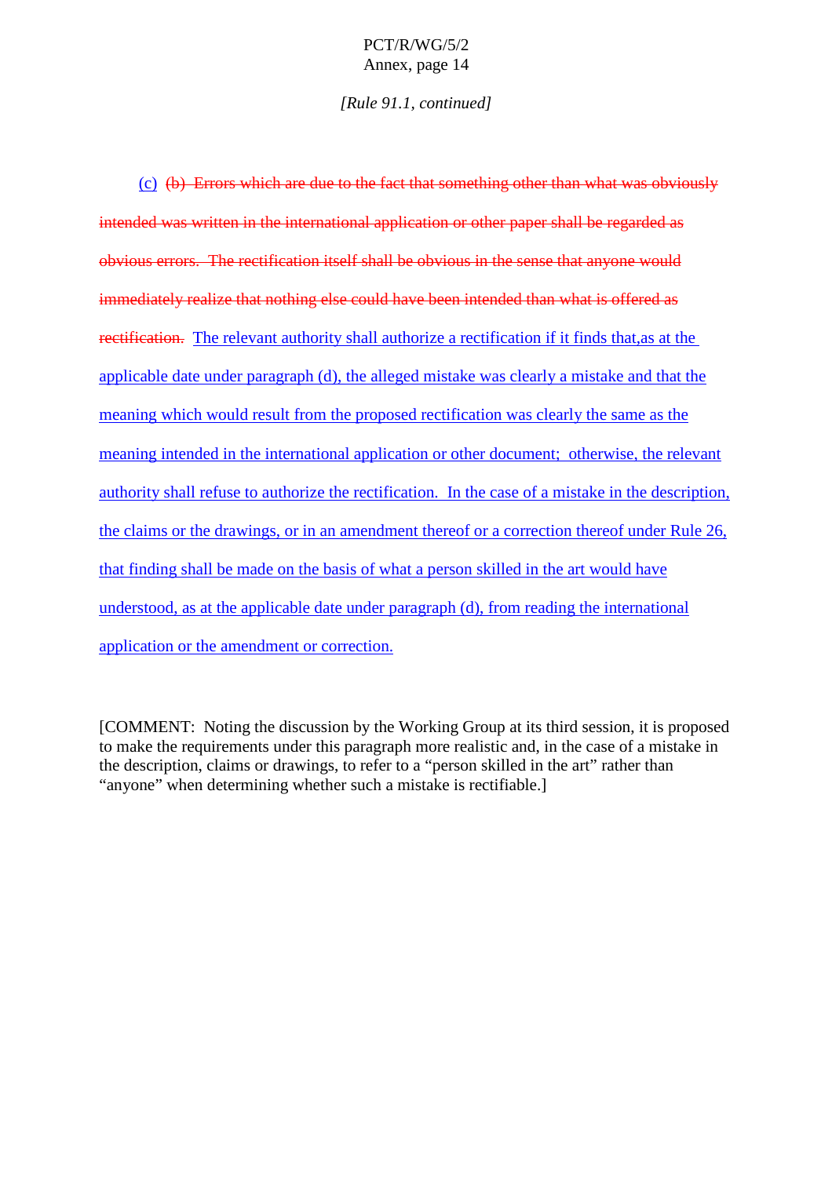*[Rule 91.1, continued]*

(c) ~~(b) Errors which are due to the fact that something other than what was obviously intended was written in the international application or other paper shall be regarded as obvious errors. The rectification itself shall be obvious in the sense that anyone would immediately realize that nothing else could have been intended than what is offered as rectification.~~ The relevant authority shall authorize a rectification if it finds that,as at the applicable date under paragraph (d), the alleged mistake was clearly a mistake and that the meaning which would result from the proposed rectification was clearly the same as the meaning intended in the international application or other document; otherwise, the relevant authority shall refuse to authorize the rectification. In the case of a mistake in the description, the claims or the drawings, or in an amendment thereof or a correction thereof under Rule 26, that finding shall be made on the basis of what a person skilled in the art would have understood, as at the applicable date under paragraph (d), from reading the international application or the amendment or correction.

[COMMENT: Noting the discussion by the Working Group at its third session, it is proposed to make the requirements under this paragraph more realistic and, in the case of a mistake in the description, claims or drawings, to refer to a "person skilled in the art" rather than "anyone" when determining whether such a mistake is rectifiable.]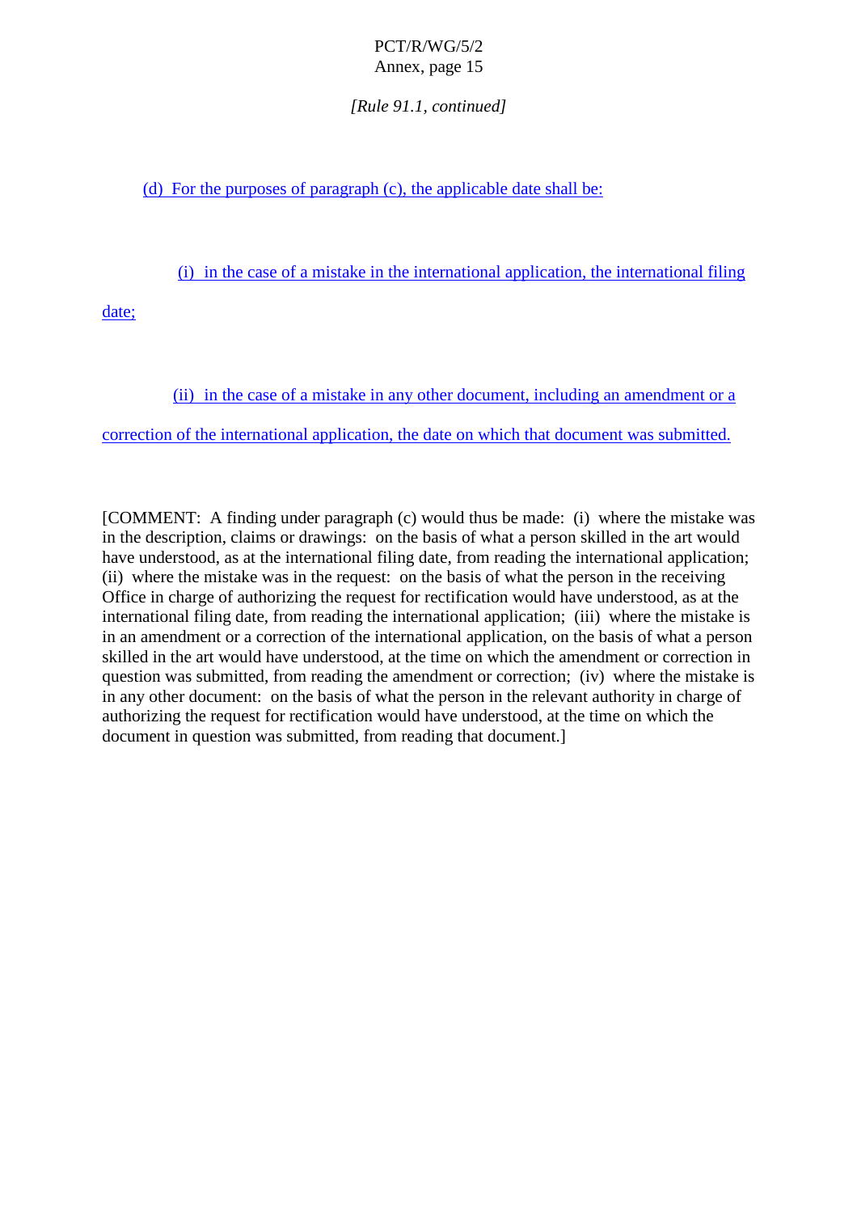*[Rule 91.1, continued]*

(d) For the purposes of paragraph (c), the applicable date shall be:

(i) in the case of a mistake in the international application, the international filing date;

(ii) in the case of a mistake in any other document, including an amendment or a correction of the international application, the date on which that document was submitted.

[COMMENT: A finding under paragraph (c) would thus be made: (i) where the mistake was in the description, claims or drawings: on the basis of what a person skilled in the art would have understood, as at the international filing date, from reading the international application; (ii) where the mistake was in the request: on the basis of what the person in the receiving Office in charge of authorizing the request for rectification would have understood, as at the international filing date, from reading the international application; (iii) where the mistake is in an amendment or a correction of the international application, on the basis of what a person skilled in the art would have understood, at the time on which the amendment or correction in question was submitted, from reading the amendment or correction; (iv) where the mistake is in any other document: on the basis of what the person in the relevant authority in charge of authorizing the request for rectification would have understood, at the time on which the document in question was submitted, from reading that document.]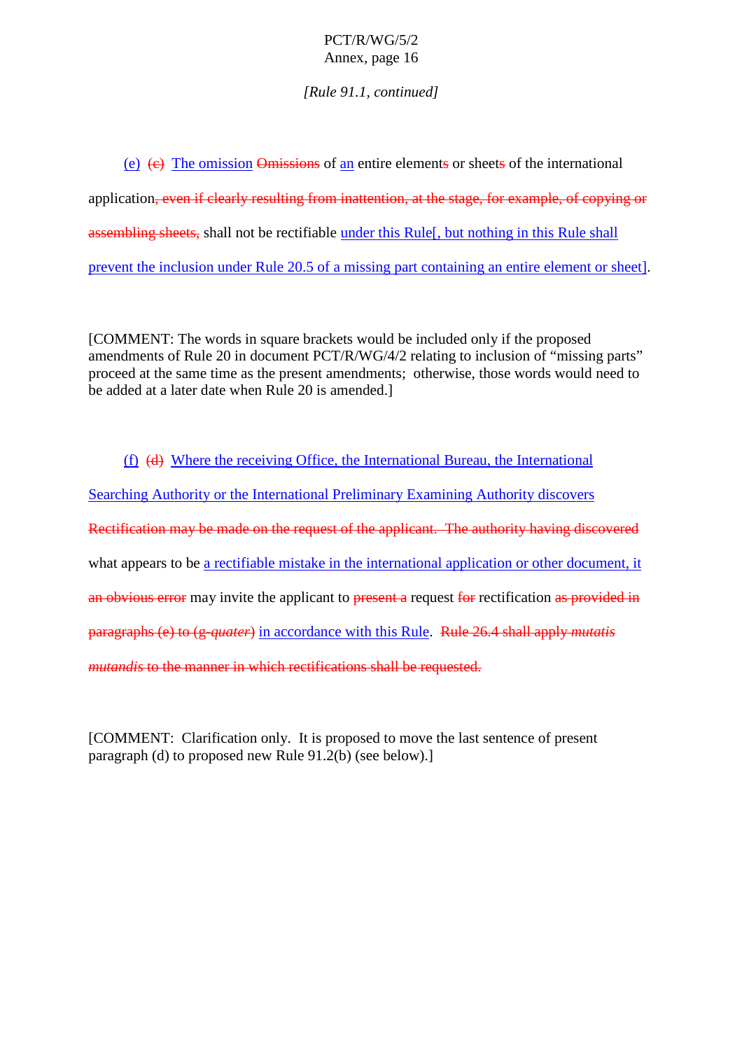*[Rule 91.1, continued]*

<u>(e)</u> ~~(c)~~ <u>The omission</u> ~~Omissions~~ of <u>an</u> entire element~~s~~ or sheet~~s~~ of the international application~~, even if clearly resulting from inattention, at the stage, for example, of copying or assembling sheets,~~ shall not be rectifiable <u>under this Rule[, but nothing in this Rule shall prevent the inclusion under Rule 20.5 of a missing part containing an entire element or sheet]</u>.

[COMMENT: The words in square brackets would be included only if the proposed amendments of Rule 20 in document PCT/R/WG/4/2 relating to inclusion of "missing parts" proceed at the same time as the present amendments; otherwise, those words would need to be added at a later date when Rule 20 is amended.]

<u>(f)</u> ~~(d)~~ <u>Where the receiving Office, the International Bureau, the International Searching Authority or the International Preliminary Examining Authority discovers</u> ~~Rectification may be made on the request of the applicant. The authority having discovered~~ what appears to be <u>a rectifiable mistake in the international application or other document, it</u> ~~an obvious error~~ may invite the applicant to ~~present a~~ request ~~for~~ rectification ~~as provided in paragraphs (e) to (g-*quater*)~~ <u>in accordance with this Rule</u>. ~~Rule 26.4 shall apply *mutatis mutandis* to the manner in which rectifications shall be requested.~~

[COMMENT: Clarification only. It is proposed to move the last sentence of present paragraph (d) to proposed new Rule 91.2(b) (see below).]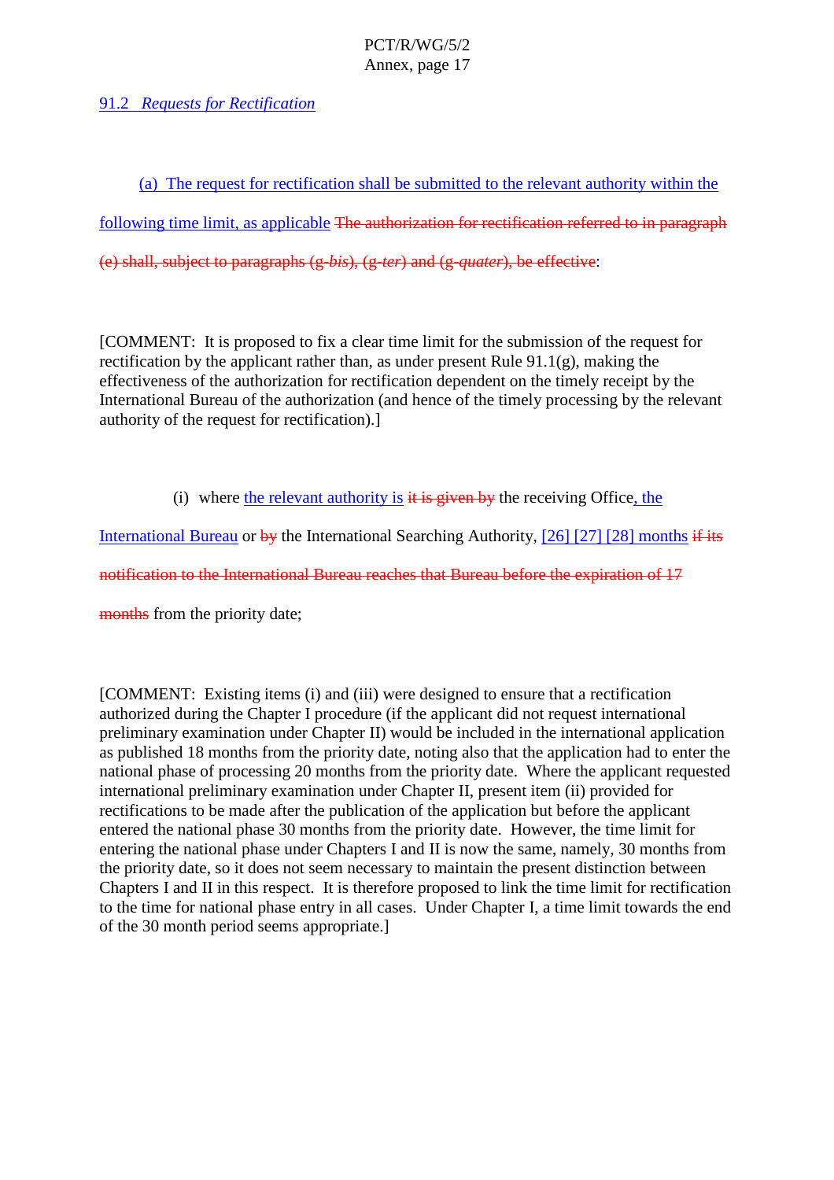91.2 *Requests for Rectification*

(a) The request for rectification shall be submitted to the relevant authority within the following time limit, as applicable ~~The authorization for rectification referred to in paragraph (e) shall, subject to paragraphs (g-*bis*), (g-*ter*) and (g-*quater*), be effective~~:

[COMMENT: It is proposed to fix a clear time limit for the submission of the request for rectification by the applicant rather than, as under present Rule 91.1(g), making the effectiveness of the authorization for rectification dependent on the timely receipt by the International Bureau of the authorization (and hence of the timely processing by the relevant authority of the request for rectification).]

(i) where the relevant authority is ~~it is given by~~ the receiving Office, the International Bureau or ~~by~~ the International Searching Authority, [26] [27] [28] months ~~if its notification to the International Bureau reaches that Bureau before the expiration of 17 months~~ from the priority date;

[COMMENT: Existing items (i) and (iii) were designed to ensure that a rectification authorized during the Chapter I procedure (if the applicant did not request international preliminary examination under Chapter II) would be included in the international application as published 18 months from the priority date, noting also that the application had to enter the national phase of processing 20 months from the priority date. Where the applicant requested international preliminary examination under Chapter II, present item (ii) provided for rectifications to be made after the publication of the application but before the applicant entered the national phase 30 months from the priority date. However, the time limit for entering the national phase under Chapters I and II is now the same, namely, 30 months from the priority date, so it does not seem necessary to maintain the present distinction between Chapters I and II in this respect. It is therefore proposed to link the time limit for rectification to the time for national phase entry in all cases. Under Chapter I, a time limit towards the end of the 30 month period seems appropriate.]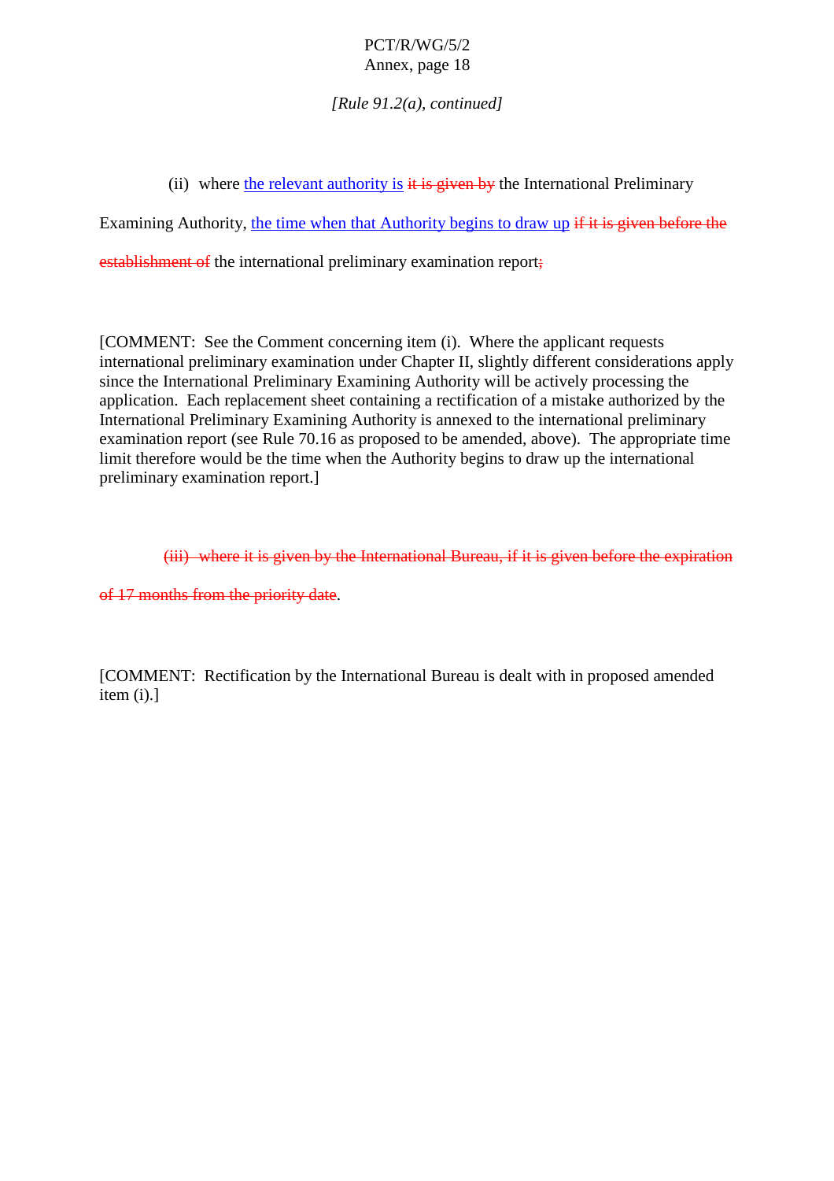*[Rule 91.2(a), continued]*

(ii) where the relevant authority is ~~it is given by~~ the International Preliminary Examining Authority, the time when that Authority begins to draw up ~~if it is given before the establishment of~~ the international preliminary examination report~~;~~

[COMMENT: See the Comment concerning item (i). Where the applicant requests international preliminary examination under Chapter II, slightly different considerations apply since the International Preliminary Examining Authority will be actively processing the application. Each replacement sheet containing a rectification of a mistake authorized by the International Preliminary Examining Authority is annexed to the international preliminary examination report (see Rule 70.16 as proposed to be amended, above). The appropriate time limit therefore would be the time when the Authority begins to draw up the international preliminary examination report.]

~~(iii) where it is given by the International Bureau, if it is given before the expiration of 17 months from the priority date~~.

[COMMENT: Rectification by the International Bureau is dealt with in proposed amended item (i).]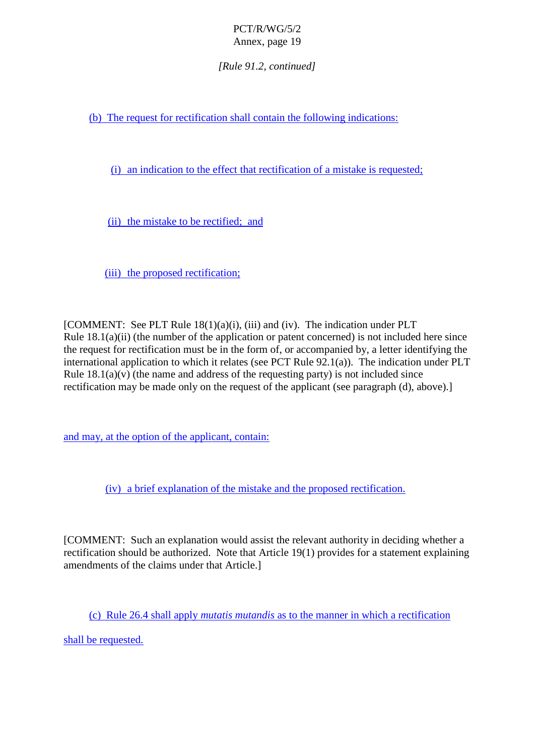*[Rule 91.2, continued]*

(b) The request for rectification shall contain the following indications:

(i) an indication to the effect that rectification of a mistake is requested;

(ii) the mistake to be rectified; and

(iii) the proposed rectification;

[COMMENT: See PLT Rule 18(1)(a)(i), (iii) and (iv). The indication under PLT Rule 18.1(a)(ii) (the number of the application or patent concerned) is not included here since the request for rectification must be in the form of, or accompanied by, a letter identifying the international application to which it relates (see PCT Rule 92.1(a)). The indication under PLT Rule 18.1(a)(v) (the name and address of the requesting party) is not included since rectification may be made only on the request of the applicant (see paragraph (d), above).]

and may, at the option of the applicant, contain:

(iv) a brief explanation of the mistake and the proposed rectification.

[COMMENT: Such an explanation would assist the relevant authority in deciding whether a rectification should be authorized. Note that Article 19(1) provides for a statement explaining amendments of the claims under that Article.]

(c) Rule 26.4 shall apply *mutatis mutandis* as to the manner in which a rectification shall be requested.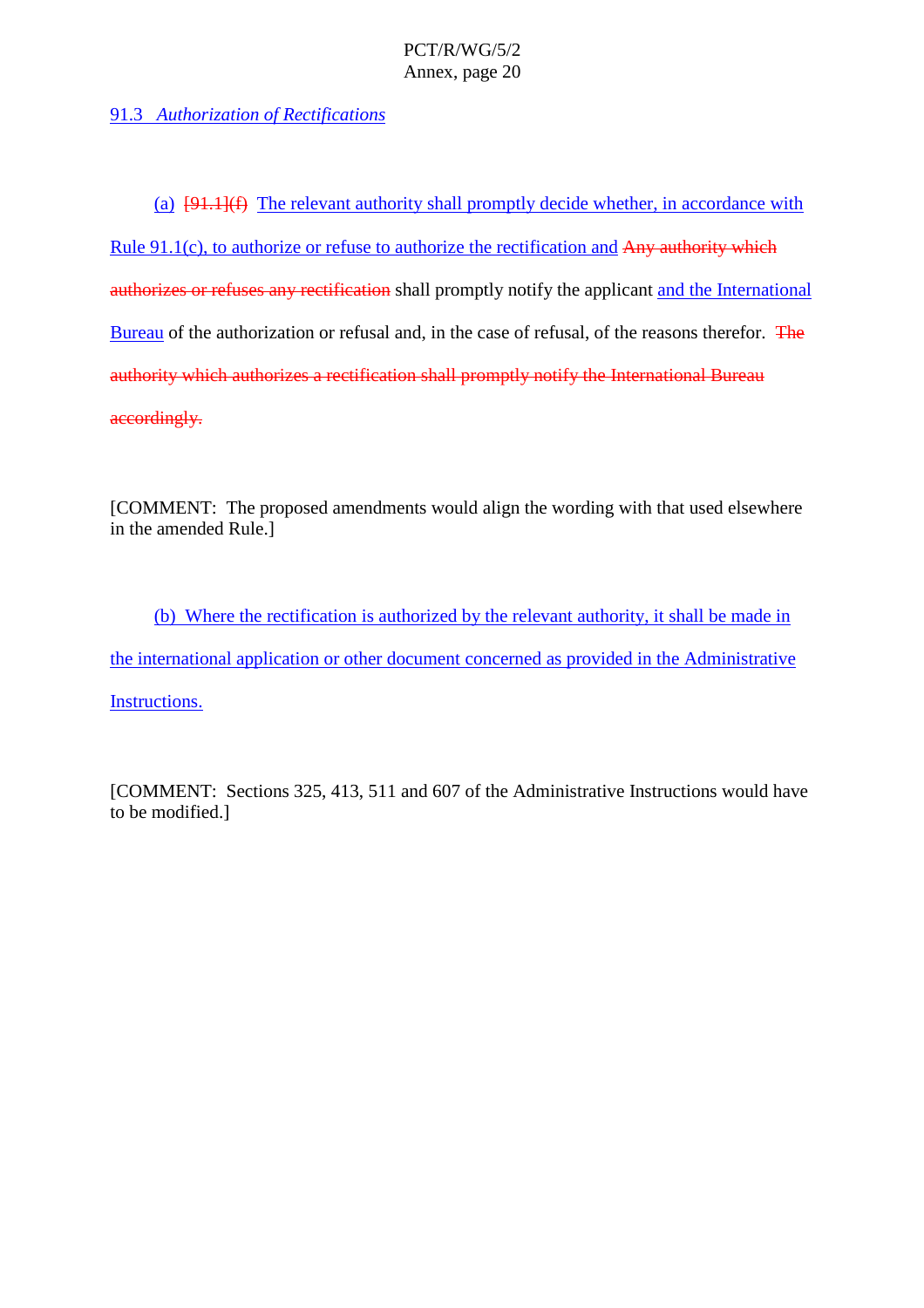91.3 *Authorization of Rectifications*

(a) [91.1](f) The relevant authority shall promptly decide whether, in accordance with Rule 91.1(c), to authorize or refuse to authorize the rectification and Any authority which authorizes or refuses any rectification shall promptly notify the applicant and the International Bureau of the authorization or refusal and, in the case of refusal, of the reasons therefor. The authority which authorizes a rectification shall promptly notify the International Bureau accordingly.

[COMMENT: The proposed amendments would align the wording with that used elsewhere in the amended Rule.]

(b) Where the rectification is authorized by the relevant authority, it shall be made in the international application or other document concerned as provided in the Administrative Instructions.

[COMMENT: Sections 325, 413, 511 and 607 of the Administrative Instructions would have to be modified.]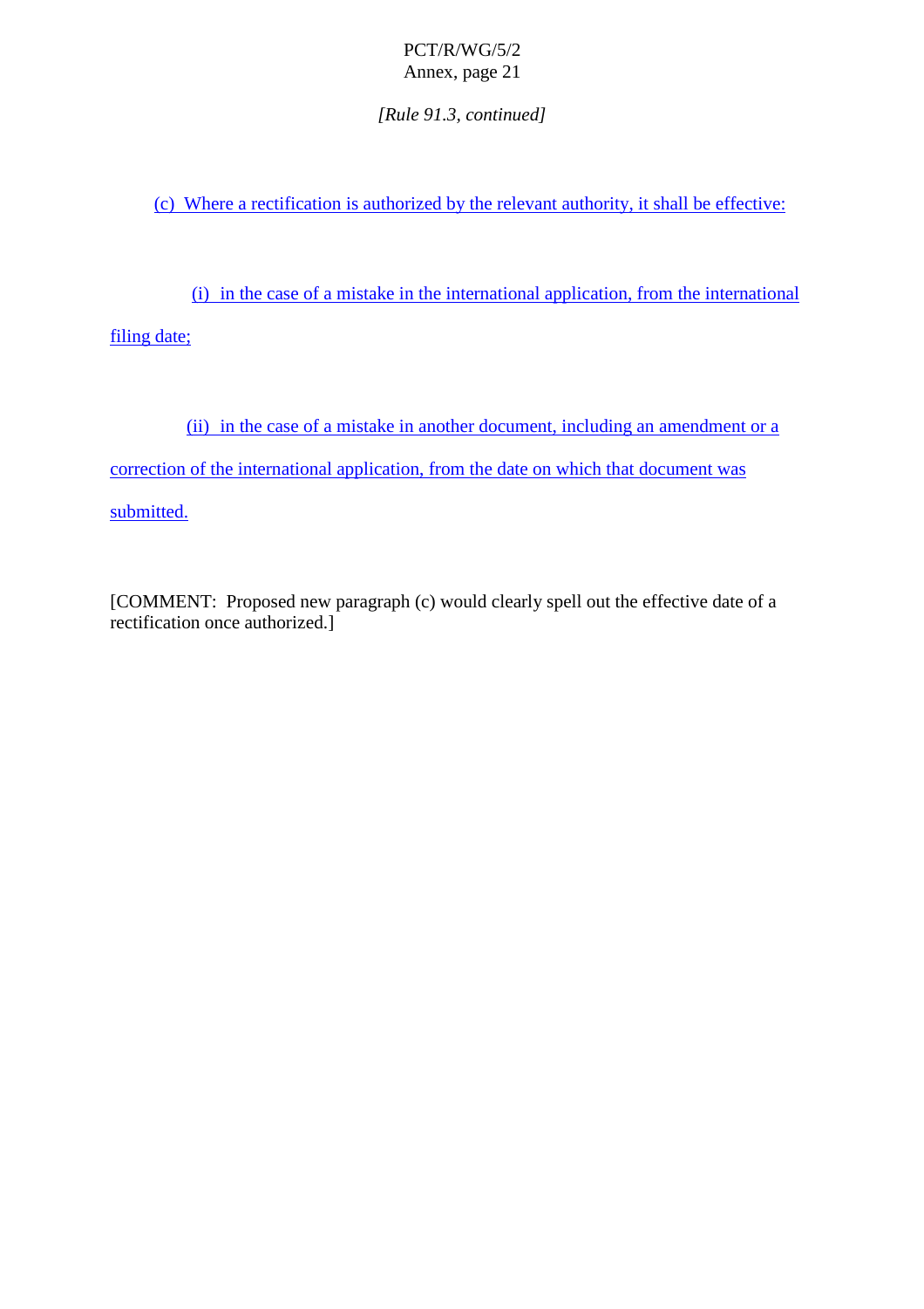*[Rule 91.3, continued]*

(c) Where a rectification is authorized by the relevant authority, it shall be effective:

(i) in the case of a mistake in the international application, from the international filing date;

(ii) in the case of a mistake in another document, including an amendment or a correction of the international application, from the date on which that document was submitted.

[COMMENT: Proposed new paragraph (c) would clearly spell out the effective date of a rectification once authorized.]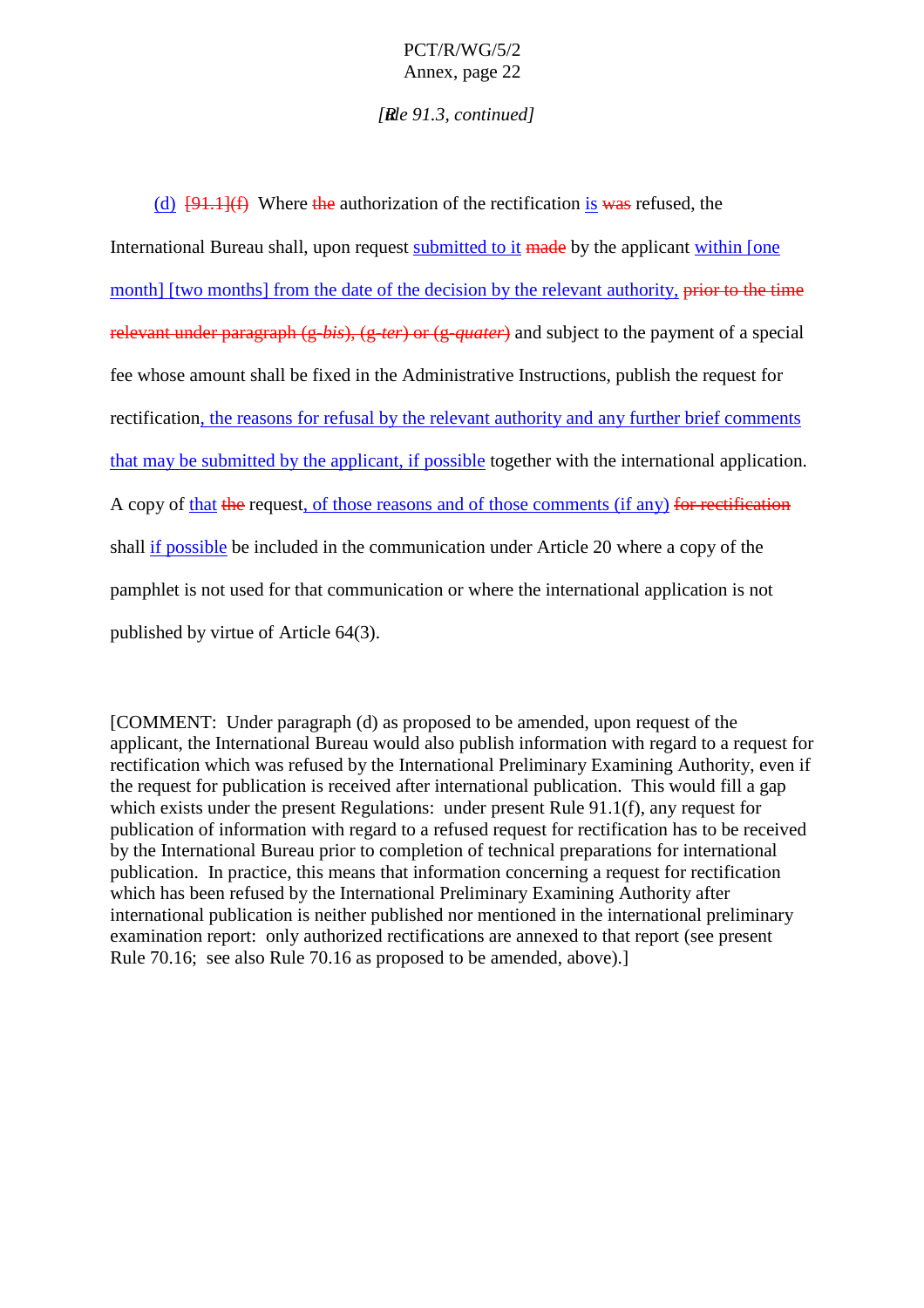*[Rule 91.3, continued]*

(d) ~~[91.1](f)~~ Where ~~the~~ authorization of the rectification is ~~was~~ refused, the International Bureau shall, upon request submitted to it ~~made~~ by the applicant within [one month] [two months] from the date of the decision by the relevant authority, ~~prior to the time relevant under paragraph (g-*bis*), (g-*ter*) or (g-*quater*)~~ and subject to the payment of a special fee whose amount shall be fixed in the Administrative Instructions, publish the request for rectification, the reasons for refusal by the relevant authority and any further brief comments that may be submitted by the applicant, if possible together with the international application. A copy of that ~~the~~ request, of those reasons and of those comments (if any) ~~for rectification~~ shall if possible be included in the communication under Article 20 where a copy of the pamphlet is not used for that communication or where the international application is not published by virtue of Article 64(3).

[COMMENT: Under paragraph (d) as proposed to be amended, upon request of the applicant, the International Bureau would also publish information with regard to a request for rectification which was refused by the International Preliminary Examining Authority, even if the request for publication is received after international publication. This would fill a gap which exists under the present Regulations: under present Rule 91.1(f), any request for publication of information with regard to a refused request for rectification has to be received by the International Bureau prior to completion of technical preparations for international publication. In practice, this means that information concerning a request for rectification which has been refused by the International Preliminary Examining Authority after international publication is neither published nor mentioned in the international preliminary examination report: only authorized rectifications are annexed to that report (see present Rule 70.16; see also Rule 70.16 as proposed to be amended, above).]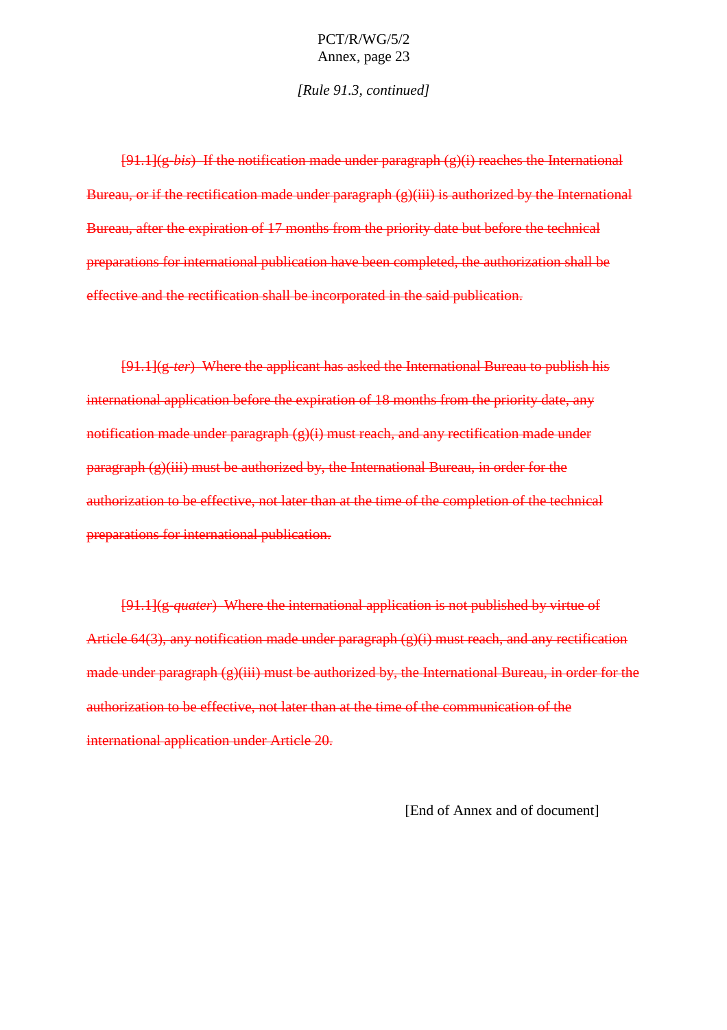*[Rule 91.3, continued]*

~~[91.1](g-*bis*)  If the notification made under paragraph (g)(i) reaches the International Bureau, or if the rectification made under paragraph (g)(iii) is authorized by the International Bureau, after the expiration of 17 months from the priority date but before the technical preparations for international publication have been completed, the authorization shall be effective and the rectification shall be incorporated in the said publication.~~

~~[91.1](g-*ter*)  Where the applicant has asked the International Bureau to publish his international application before the expiration of 18 months from the priority date, any notification made under paragraph (g)(i) must reach, and any rectification made under paragraph (g)(iii) must be authorized by, the International Bureau, in order for the authorization to be effective, not later than at the time of the completion of the technical preparations for international publication.~~

~~[91.1](g-*quater*)  Where the international application is not published by virtue of Article 64(3), any notification made under paragraph (g)(i) must reach, and any rectification made under paragraph (g)(iii) must be authorized by, the International Bureau, in order for the authorization to be effective, not later than at the time of the communication of the international application under Article 20.~~

[End of Annex and of document]